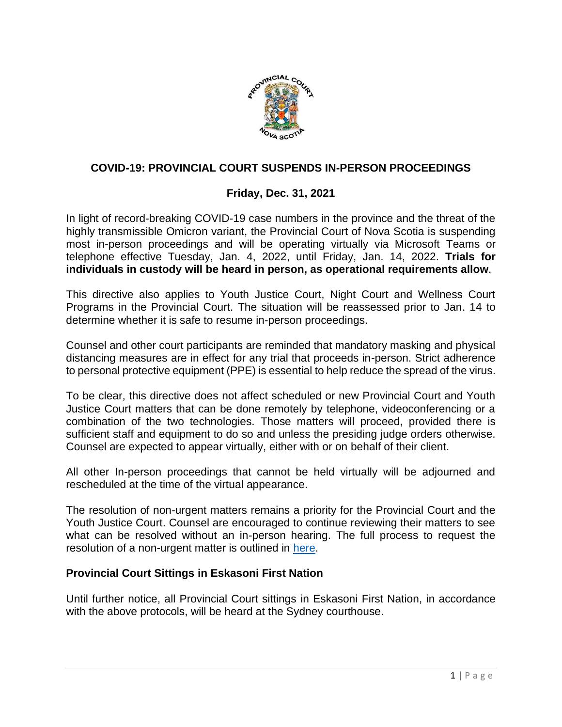# COVID-19: PROVINCIAL COURT SUSPENDS IN-PERSON PROCEEDINGS

**Friday, Dec. 31, 2021**

In light of record-breaking COVID-19 case numbers in the province and the threat of the highly transmissible Omicron variant, the Provincial Court of Nova Scotia is suspending most in-person proceedings and will be operating virtually via Microsoft Teams or telephone effective Tuesday, Jan. 4, 2022, until Friday, Jan. 14, 2022. **Trials for individuals in custody will be heard in person, as operational requirements allow**.

This directive also applies to Youth Justice Court, Night Court and Wellness Court Programs in the Provincial Court. The situation will be reassessed prior to Jan. 14 to determine whether it is safe to resume in-person proceedings.

Counsel and other court participants are reminded that mandatory masking and physical distancing measures are in effect for any trial that proceeds in-person. Strict adherence to personal protective equipment (PPE) is essential to help reduce the spread of the virus.

To be clear, this directive does not affect scheduled or new Provincial Court and Youth Justice Court matters that can be done remotely by telephone, videoconferencing or a combination of the two technologies. Those matters will proceed, provided there is sufficient staff and equipment to do so and unless the presiding judge orders otherwise. Counsel are expected to appear virtually, either with or on behalf of their client.

All other In-person proceedings that cannot be held virtually will be adjourned and rescheduled at the time of the virtual appearance.

The resolution of non-urgent matters remains a priority for the Provincial Court and the Youth Justice Court. Counsel are encouraged to continue reviewing their matters to see what can be resolved without an in-person hearing. The full process to request the resolution of a non-urgent matter is outlined in here.

## Provincial Court Sittings in Eskasoni First Nation

Until further notice, all Provincial Court sittings in Eskasoni First Nation, in accordance with the above protocols, will be heard at the Sydney courthouse.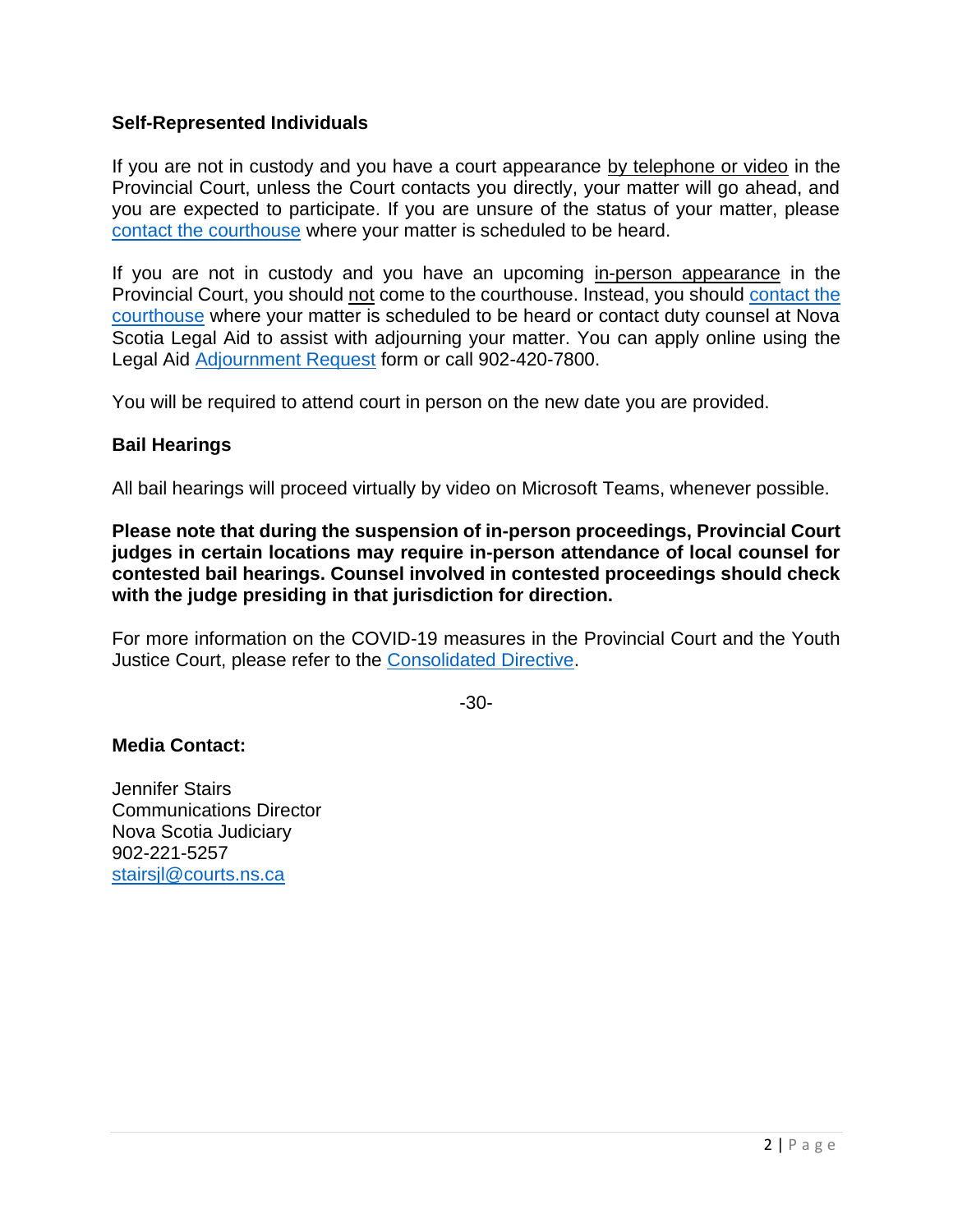**Self-Represented Individuals**

If you are not in custody and you have a court appearance by telephone or video in the Provincial Court, unless the Court contacts you directly, your matter will go ahead, and you are expected to participate. If you are unsure of the status of your matter, please contact the courthouse where your matter is scheduled to be heard.

If you are not in custody and you have an upcoming in-person appearance in the Provincial Court, you should not come to the courthouse. Instead, you should contact the courthouse where your matter is scheduled to be heard or contact duty counsel at Nova Scotia Legal Aid to assist with adjourning your matter. You can apply online using the Legal Aid Adjournment Request form or call 902-420-7800.

You will be required to attend court in person on the new date you are provided.

**Bail Hearings**

All bail hearings will proceed virtually by video on Microsoft Teams, whenever possible.

**Please note that during the suspension of in-person proceedings, Provincial Court judges in certain locations may require in-person attendance of local counsel for contested bail hearings. Counsel involved in contested proceedings should check with the judge presiding in that jurisdiction for direction.**

For more information on the COVID-19 measures in the Provincial Court and the Youth Justice Court, please refer to the Consolidated Directive.

-30-

**Media Contact:**

Jennifer Stairs
Communications Director
Nova Scotia Judiciary
902-221-5257
stairsjl@courts.ns.ca